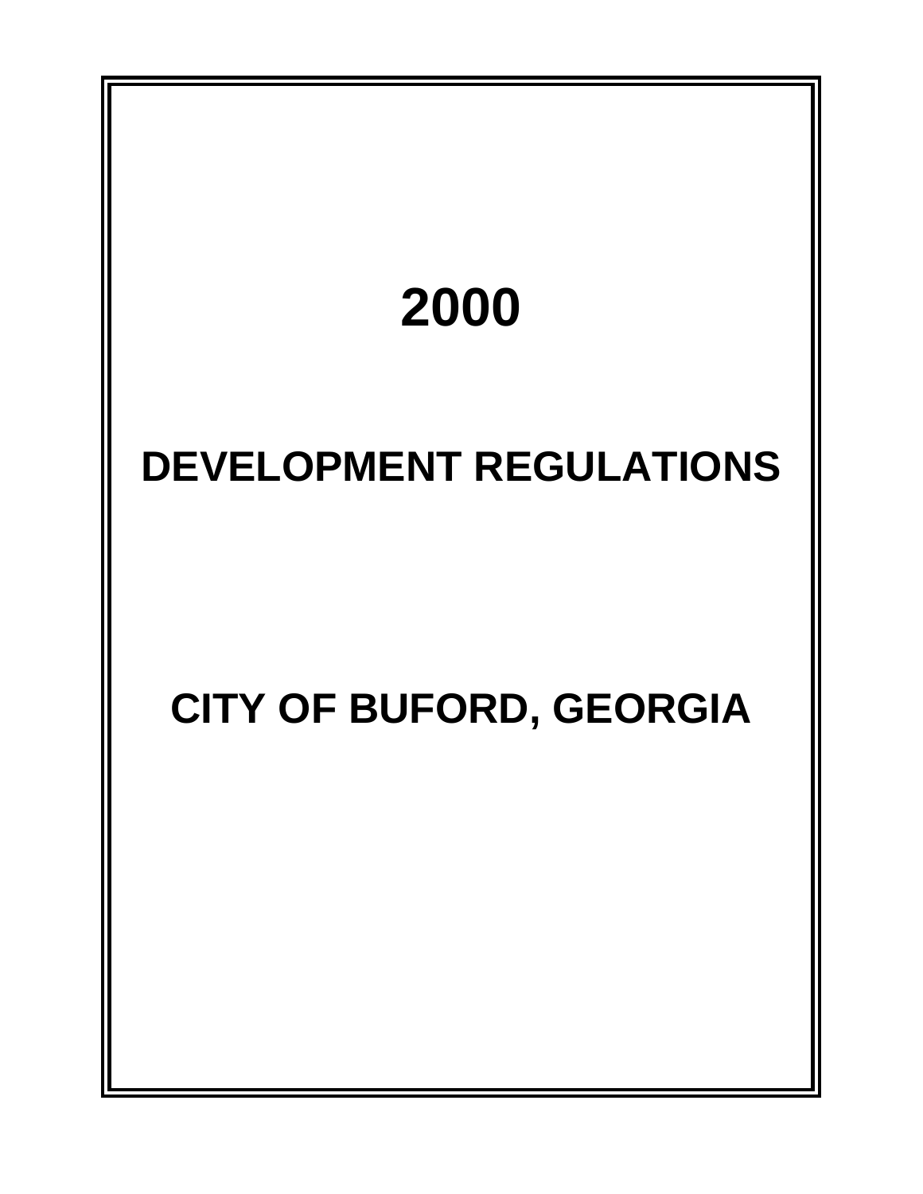# 2000

# DEVELOPMENT REGULATIONS

# CITY OF BUFORD, GEORGIA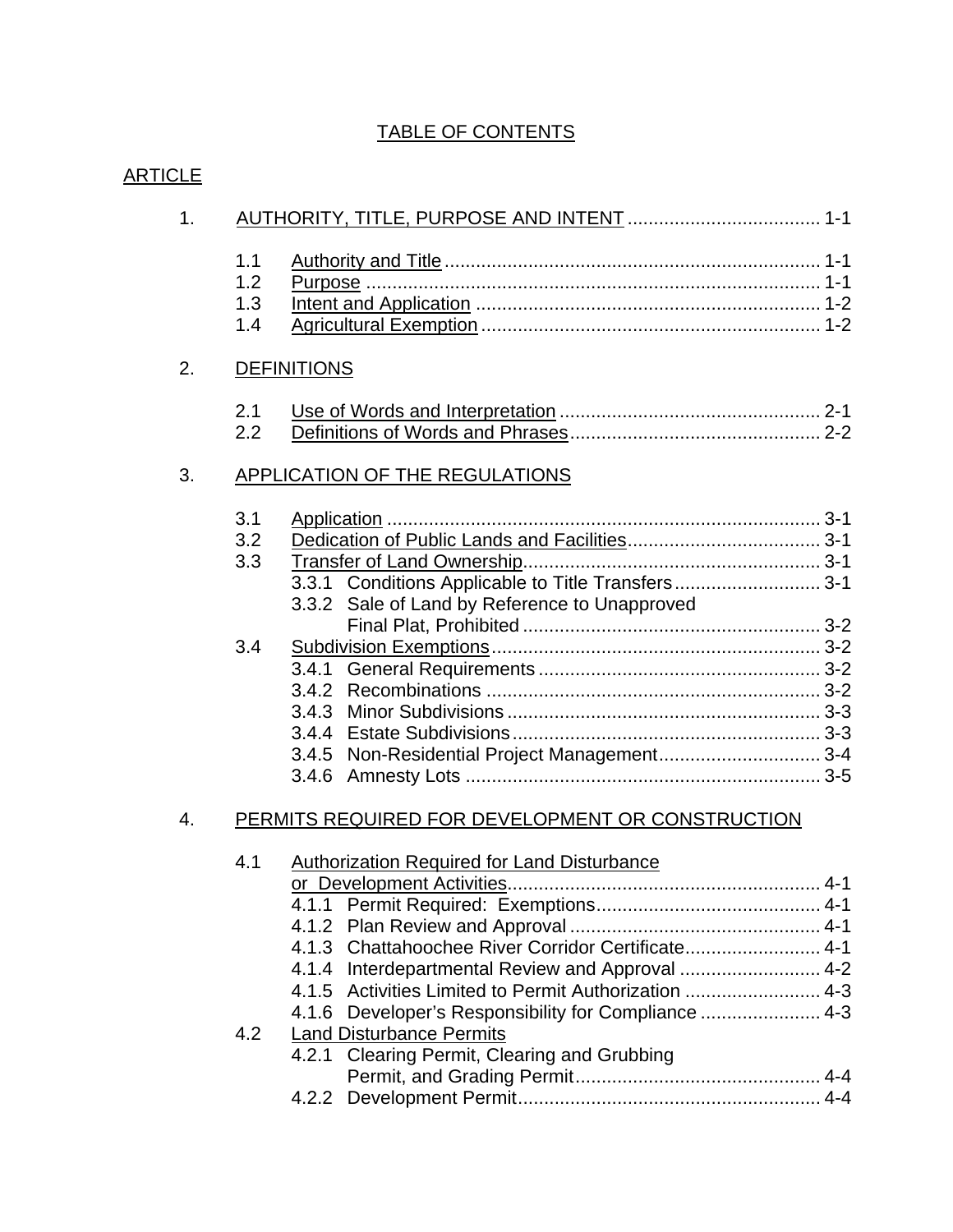# TABLE OF CONTENTS

ARTICLE

1. AUTHORITY, TITLE, PURPOSE AND INTENT .................................... 1-1

    - 1.1 Authority and Title ........................................................................ 1-1
    - 1.2 Purpose ........................................................................................ 1-1
    - 1.3 Intent and Application ................................................................... 1-2
    - 1.4 Agricultural Exemption .................................................................. 1-2

2. DEFINITIONS

    - 2.1 Use of Words and Interpretation .................................................. 2-1
    - 2.2 Definitions of Words and Phrases ................................................ 2-2

3. APPLICATION OF THE REGULATIONS

    - 3.1 Application ................................................................................... 3-1
    - 3.2 Dedication of Public Lands and Facilities ..................................... 3-1
    - 3.3 Transfer of Land Ownership ......................................................... 3-1
        - 3.3.1 Conditions Applicable to Title Transfers ............................ 3-1
        - 3.3.2 Sale of Land by Reference to Unapproved Final Plat, Prohibited ......................................................... 3-2
    - 3.4 Subdivision Exemptions ............................................................... 3-2
        - 3.4.1 General Requirements ...................................................... 3-2
        - 3.4.2 Recombinations ................................................................ 3-2
        - 3.4.3 Minor Subdivisions ............................................................ 3-3
        - 3.4.4 Estate Subdivisions ........................................................... 3-3
        - 3.4.5 Non-Residential Project Management ............................... 3-4
        - 3.4.6 Amnesty Lots .................................................................... 3-5

4. PERMITS REQUIRED FOR DEVELOPMENT OR CONSTRUCTION

    - 4.1 Authorization Required for Land Disturbance or Development Activities ............................................................ 4-1
        - 4.1.1 Permit Required: Exemptions ........................................... 4-1
        - 4.1.2 Plan Review and Approval ................................................ 4-1
        - 4.1.3 Chattahoochee River Corridor Certificate .......................... 4-1
        - 4.1.4 Interdepartmental Review and Approval ........................... 4-2
        - 4.1.5 Activities Limited to Permit Authorization .......................... 4-3
        - 4.1.6 Developer's Responsibility for Compliance ....................... 4-3
    - 4.2 Land Disturbance Permits
        - 4.2.1 Clearing Permit, Clearing and Grubbing Permit, and Grading Permit ............................................... 4-4
        - 4.2.2 Development Permit .......................................................... 4-4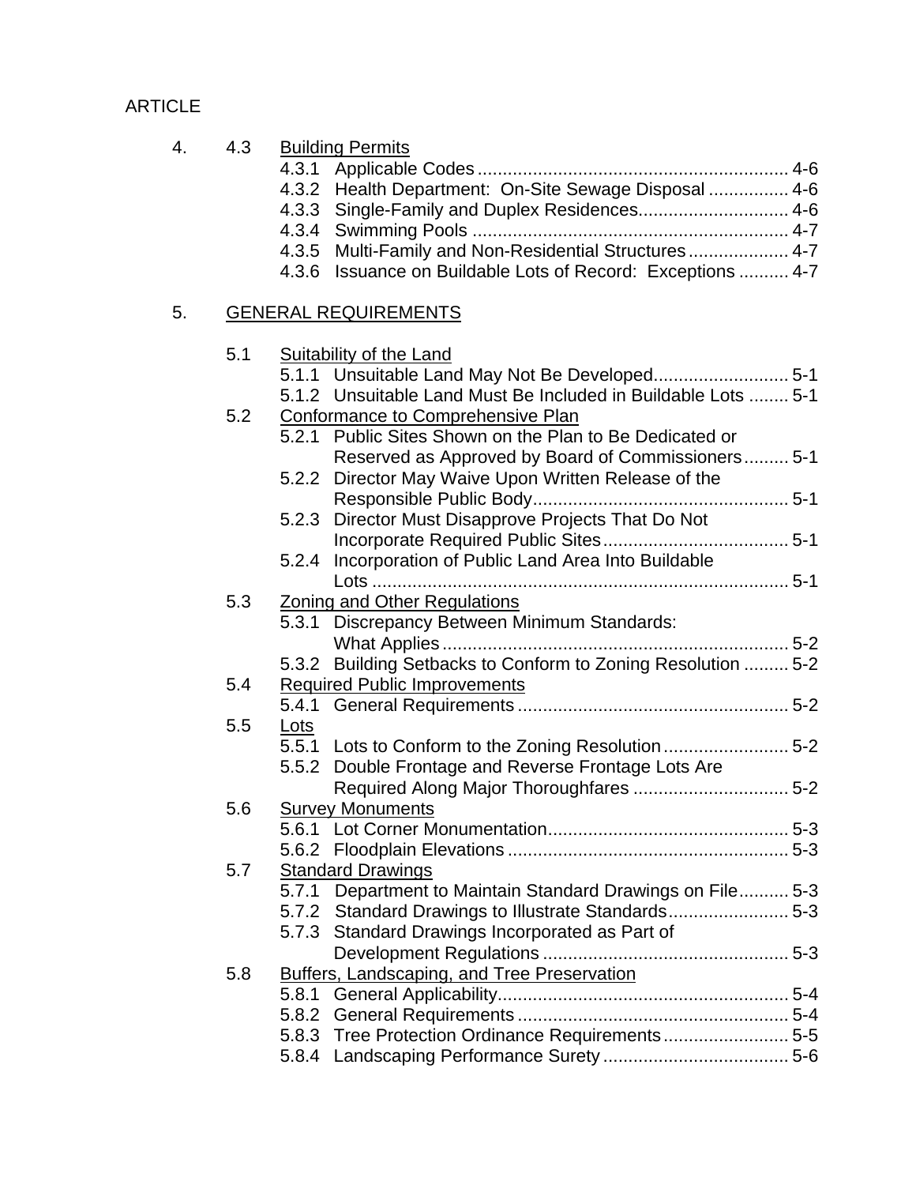ARTICLE

4. 4.3 Building Permits

- 4.3.1 Applicable Codes .......... 4-6
- 4.3.2 Health Department: On-Site Sewage Disposal .......... 4-6
- 4.3.3 Single-Family and Duplex Residences.......... 4-6
- 4.3.4 Swimming Pools .......... 4-7
- 4.3.5 Multi-Family and Non-Residential Structures .......... 4-7
- 4.3.6 Issuance on Buildable Lots of Record: Exceptions .......... 4-7

5. GENERAL REQUIREMENTS

5.1 Suitability of the Land

- 5.1.1 Unsuitable Land May Not Be Developed.......... 5-1
- 5.1.2 Unsuitable Land Must Be Included in Buildable Lots .......... 5-1

5.2 Conformance to Comprehensive Plan

- 5.2.1 Public Sites Shown on the Plan to Be Dedicated or Reserved as Approved by Board of Commissioners.......... 5-1
- 5.2.2 Director May Waive Upon Written Release of the Responsible Public Body.......... 5-1
- 5.2.3 Director Must Disapprove Projects That Do Not Incorporate Required Public Sites.......... 5-1
- 5.2.4 Incorporation of Public Land Area Into Buildable Lots .......... 5-1

5.3 Zoning and Other Regulations

- 5.3.1 Discrepancy Between Minimum Standards: What Applies.......... 5-2
- 5.3.2 Building Setbacks to Conform to Zoning Resolution .......... 5-2

5.4 Required Public Improvements

- 5.4.1 General Requirements .......... 5-2

5.5 Lots

- 5.5.1 Lots to Conform to the Zoning Resolution.......... 5-2
- 5.5.2 Double Frontage and Reverse Frontage Lots Are Required Along Major Thoroughfares .......... 5-2

5.6 Survey Monuments

- 5.6.1 Lot Corner Monumentation.......... 5-3
- 5.6.2 Floodplain Elevations .......... 5-3

5.7 Standard Drawings

- 5.7.1 Department to Maintain Standard Drawings on File.......... 5-3
- 5.7.2 Standard Drawings to Illustrate Standards.......... 5-3
- 5.7.3 Standard Drawings Incorporated as Part of Development Regulations .......... 5-3

5.8 Buffers, Landscaping, and Tree Preservation

- 5.8.1 General Applicability.......... 5-4
- 5.8.2 General Requirements .......... 5-4
- 5.8.3 Tree Protection Ordinance Requirements.......... 5-5
- 5.8.4 Landscaping Performance Surety .......... 5-6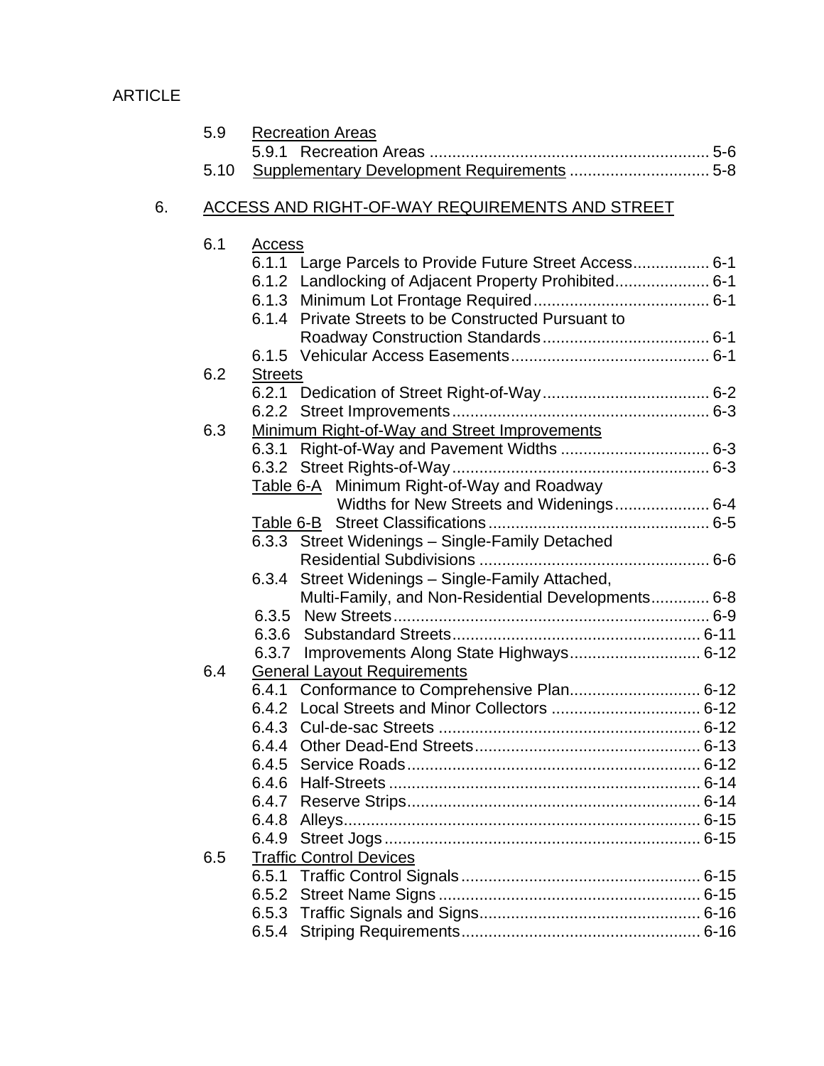ARTICLE

5.9 Recreation Areas
- 5.9.1 Recreation Areas .............................................................. 5-6

5.10 Supplementary Development Requirements ............................... 5-8

6. ACCESS AND RIGHT-OF-WAY REQUIREMENTS AND STREET

6.1 Access
- 6.1.1 Large Parcels to Provide Future Street Access................. 6-1
- 6.1.2 Landlocking of Adjacent Property Prohibited..................... 6-1
- 6.1.3 Minimum Lot Frontage Required....................................... 6-1
- 6.1.4 Private Streets to be Constructed Pursuant to Roadway Construction Standards..................................... 6-1
- 6.1.5 Vehicular Access Easements............................................ 6-1

6.2 Streets
- 6.2.1 Dedication of Street Right-of-Way..................................... 6-2
- 6.2.2 Street Improvements......................................................... 6-3

6.3 Minimum Right-of-Way and Street Improvements
- 6.3.1 Right-of-Way and Pavement Widths ................................. 6-3
- 6.3.2 Street Rights-of-Way......................................................... 6-3
- Table 6-A Minimum Right-of-Way and Roadway Widths for New Streets and Widenings..................... 6-4
- Table 6-B Street Classifications................................................. 6-5
- 6.3.3 Street Widenings – Single-Family Detached Residential Subdivisions ................................................... 6-6
- 6.3.4 Street Widenings – Single-Family Attached, Multi-Family, and Non-Residential Developments............. 6-8
- 6.3.5 New Streets...................................................................... 6-9
- 6.3.6 Substandard Streets....................................................... 6-11
- 6.3.7 Improvements Along State Highways............................. 6-12

6.4 General Layout Requirements
- 6.4.1 Conformance to Comprehensive Plan............................. 6-12
- 6.4.2 Local Streets and Minor Collectors ................................. 6-12
- 6.4.3 Cul-de-sac Streets .......................................................... 6-12
- 6.4.4 Other Dead-End Streets.................................................. 6-13
- 6.4.5 Service Roads................................................................. 6-12
- 6.4.6 Half-Streets ..................................................................... 6-14
- 6.4.7 Reserve Strips................................................................. 6-14
- 6.4.8 Alleys............................................................................... 6-15
- 6.4.9 Street Jogs...................................................................... 6-15

6.5 Traffic Control Devices
- 6.5.1 Traffic Control Signals..................................................... 6-15
- 6.5.2 Street Name Signs.......................................................... 6-15
- 6.5.3 Traffic Signals and Signs................................................. 6-16
- 6.5.4 Striping Requirements..................................................... 6-16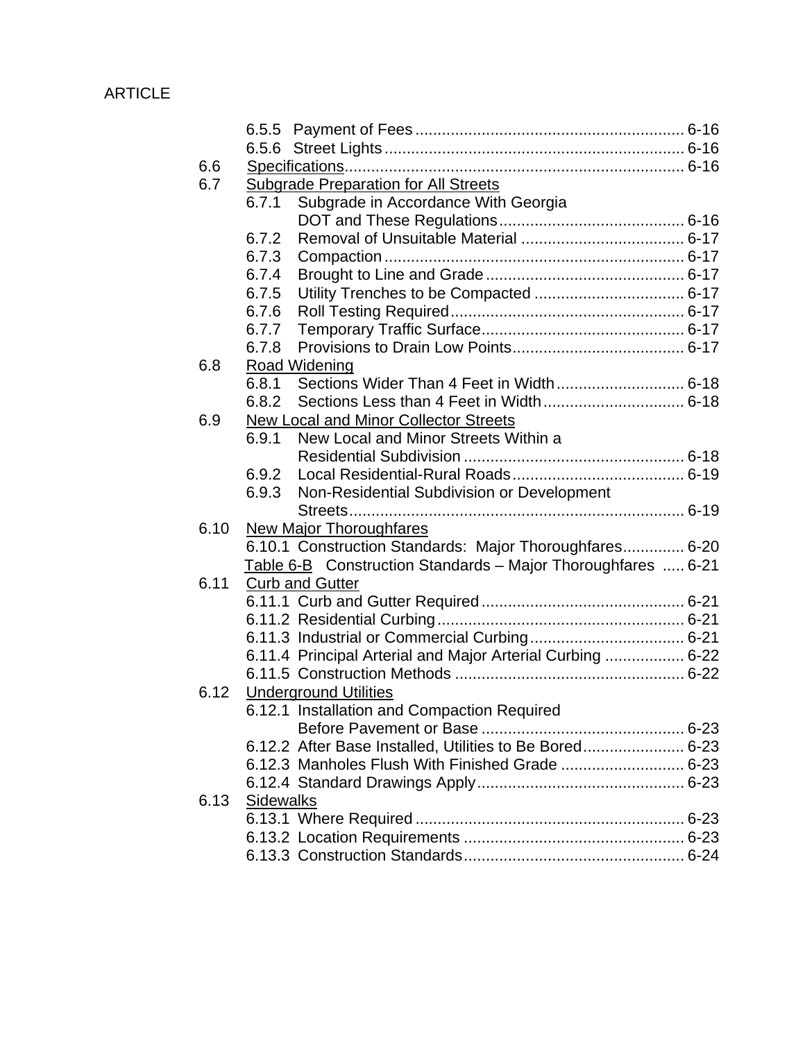ARTICLE

- 6.5.5 Payment of Fees ............................................................ 6-16
- 6.5.6 Street Lights ................................................................... 6-16

6.6 Specifications........................................................................... 6-16

6.7 Subgrade Preparation for All Streets

- 6.7.1 Subgrade in Accordance With Georgia DOT and These Regulations......................................... 6-16
- 6.7.2 Removal of Unsuitable Material .................................... 6-17
- 6.7.3 Compaction ................................................................... 6-17
- 6.7.4 Brought to Line and Grade ............................................ 6-17
- 6.7.5 Utility Trenches to be Compacted ................................. 6-17
- 6.7.6 Roll Testing Required.................................................... 6-17
- 6.7.7 Temporary Traffic Surface............................................. 6-17
- 6.7.8 Provisions to Drain Low Points...................................... 6-17

6.8 Road Widening

- 6.8.1 Sections Wider Than 4 Feet in Width............................ 6-18
- 6.8.2 Sections Less than 4 Feet in Width............................... 6-18

6.9 New Local and Minor Collector Streets

- 6.9.1 New Local and Minor Streets Within a Residential Subdivision ................................................. 6-18
- 6.9.2 Local Residential-Rural Roads...................................... 6-19
- 6.9.3 Non-Residential Subdivision or Development Streets........................................................................... 6-19

6.10 New Major Thoroughfares

- 6.10.1 Construction Standards: Major Thoroughfares............. 6-20
- Table 6-B Construction Standards – Major Thoroughfares ..... 6-21

6.11 Curb and Gutter

- 6.11.1 Curb and Gutter Required ............................................. 6-21
- 6.11.2 Residential Curbing....................................................... 6-21
- 6.11.3 Industrial or Commercial Curbing.................................. 6-21
- 6.11.4 Principal Arterial and Major Arterial Curbing ................. 6-22
- 6.11.5 Construction Methods ................................................... 6-22

6.12 Underground Utilities

- 6.12.1 Installation and Compaction Required Before Pavement or Base ............................................. 6-23
- 6.12.2 After Base Installed, Utilities to Be Bored...................... 6-23
- 6.12.3 Manholes Flush With Finished Grade ........................... 6-23
- 6.12.4 Standard Drawings Apply.............................................. 6-23

6.13 Sidewalks

- 6.13.1 Where Required ............................................................ 6-23
- 6.13.2 Location Requirements ................................................. 6-23
- 6.13.3 Construction Standards................................................. 6-24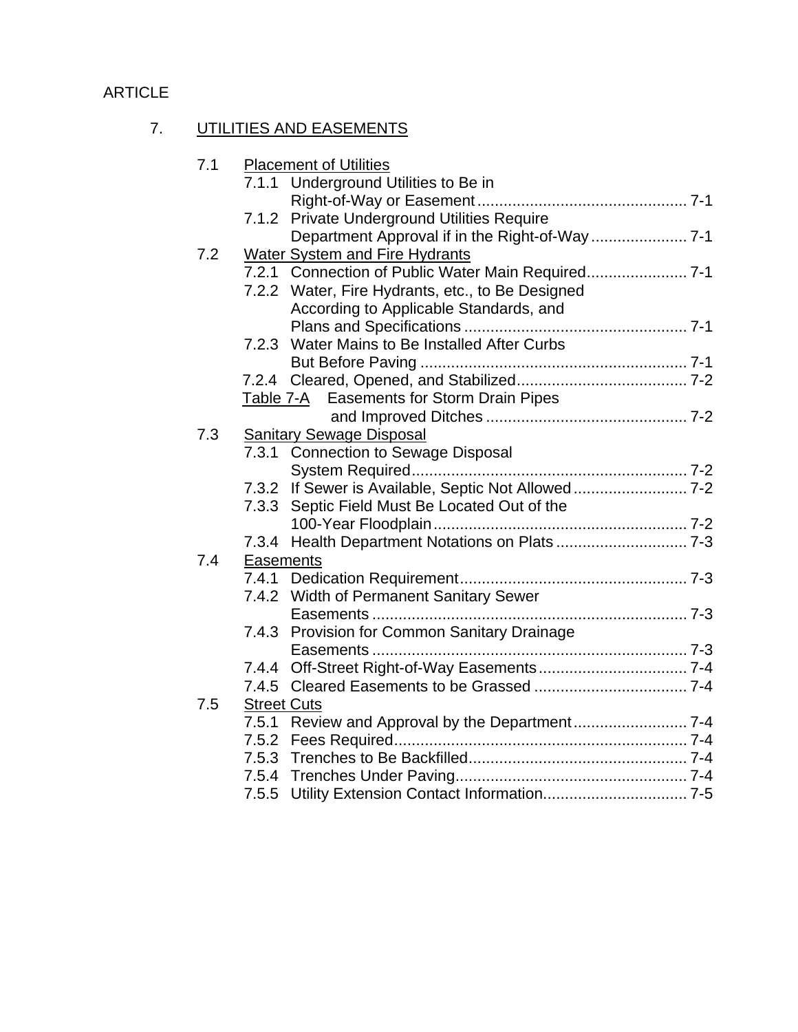ARTICLE

7. UTILITIES AND EASEMENTS

- 7.1 Placement of Utilities
  - 7.1.1 Underground Utilities to Be in Right-of-Way or Easement ........ 7-1
  - 7.1.2 Private Underground Utilities Require Department Approval if in the Right-of-Way ........ 7-1
- 7.2 Water System and Fire Hydrants
  - 7.2.1 Connection of Public Water Main Required ........ 7-1
  - 7.2.2 Water, Fire Hydrants, etc., to Be Designed According to Applicable Standards, and Plans and Specifications ........ 7-1
  - 7.2.3 Water Mains to Be Installed After Curbs But Before Paving ........ 7-1
  - 7.2.4 Cleared, Opened, and Stabilized ........ 7-2
  - Table 7-A Easements for Storm Drain Pipes and Improved Ditches ........ 7-2
- 7.3 Sanitary Sewage Disposal
  - 7.3.1 Connection to Sewage Disposal System Required ........ 7-2
  - 7.3.2 If Sewer is Available, Septic Not Allowed ........ 7-2
  - 7.3.3 Septic Field Must Be Located Out of the 100-Year Floodplain ........ 7-2
  - 7.3.4 Health Department Notations on Plats ........ 7-3
- 7.4 Easements
  - 7.4.1 Dedication Requirement ........ 7-3
  - 7.4.2 Width of Permanent Sanitary Sewer Easements ........ 7-3
  - 7.4.3 Provision for Common Sanitary Drainage Easements ........ 7-3
  - 7.4.4 Off-Street Right-of-Way Easements ........ 7-4
  - 7.4.5 Cleared Easements to be Grassed ........ 7-4
- 7.5 Street Cuts
  - 7.5.1 Review and Approval by the Department ........ 7-4
  - 7.5.2 Fees Required ........ 7-4
  - 7.5.3 Trenches to Be Backfilled ........ 7-4
  - 7.5.4 Trenches Under Paving ........ 7-4
  - 7.5.5 Utility Extension Contact Information ........ 7-5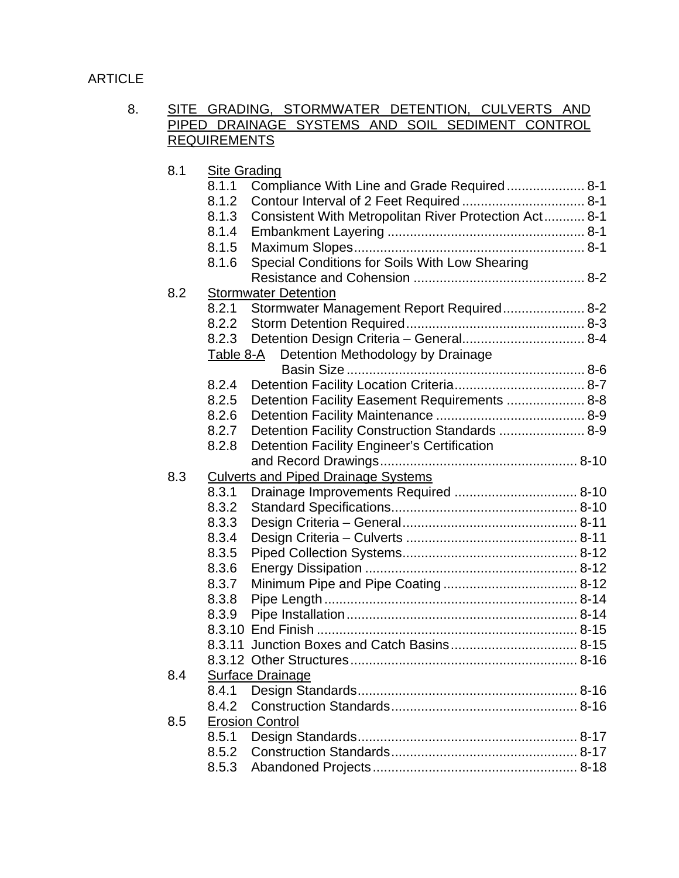ARTICLE

8. SITE GRADING, STORMWATER DETENTION, CULVERTS AND PIPED DRAINAGE SYSTEMS AND SOIL SEDIMENT CONTROL REQUIREMENTS

8.1 Site Grading
- 8.1.1 Compliance With Line and Grade Required .................... 8-1
- 8.1.2 Contour Interval of 2 Feet Required ................................ 8-1
- 8.1.3 Consistent With Metropolitan River Protection Act ........... 8-1
- 8.1.4 Embankment Layering .................................................... 8-1
- 8.1.5 Maximum Slopes ............................................................. 8-1
- 8.1.6 Special Conditions for Soils With Low Shearing Resistance and Cohension .............................................. 8-2

8.2 Stormwater Detention
- 8.2.1 Stormwater Management Report Required ...................... 8-2
- 8.2.2 Storm Detention Required ................................................ 8-3
- 8.2.3 Detention Design Criteria – General ................................. 8-4
- Table 8-A Detention Methodology by Drainage Basin Size ................................................................ 8-6
- 8.2.4 Detention Facility Location Criteria ................................... 8-7
- 8.2.5 Detention Facility Easement Requirements ..................... 8-8
- 8.2.6 Detention Facility Maintenance ........................................ 8-9
- 8.2.7 Detention Facility Construction Standards ....................... 8-9
- 8.2.8 Detention Facility Engineer's Certification and Record Drawings ..................................................... 8-10

8.3 Culverts and Piped Drainage Systems
- 8.3.1 Drainage Improvements Required ................................. 8-10
- 8.3.2 Standard Specifications .................................................. 8-10
- 8.3.3 Design Criteria – General ............................................... 8-11
- 8.3.4 Design Criteria – Culverts .............................................. 8-11
- 8.3.5 Piped Collection Systems ............................................... 8-12
- 8.3.6 Energy Dissipation ......................................................... 8-12
- 8.3.7 Minimum Pipe and Pipe Coating .................................... 8-12
- 8.3.8 Pipe Length .................................................................... 8-14
- 8.3.9 Pipe Installation ............................................................. 8-14
- 8.3.10 End Finish ..................................................................... 8-15
- 8.3.11 Junction Boxes and Catch Basins .................................. 8-15
- 8.3.12 Other Structures ............................................................ 8-16

8.4 Surface Drainage
- 8.4.1 Design Standards ........................................................... 8-16
- 8.4.2 Construction Standards .................................................. 8-16

8.5 Erosion Control
- 8.5.1 Design Standards ........................................................... 8-17
- 8.5.2 Construction Standards .................................................. 8-17
- 8.5.3 Abandoned Projects ....................................................... 8-18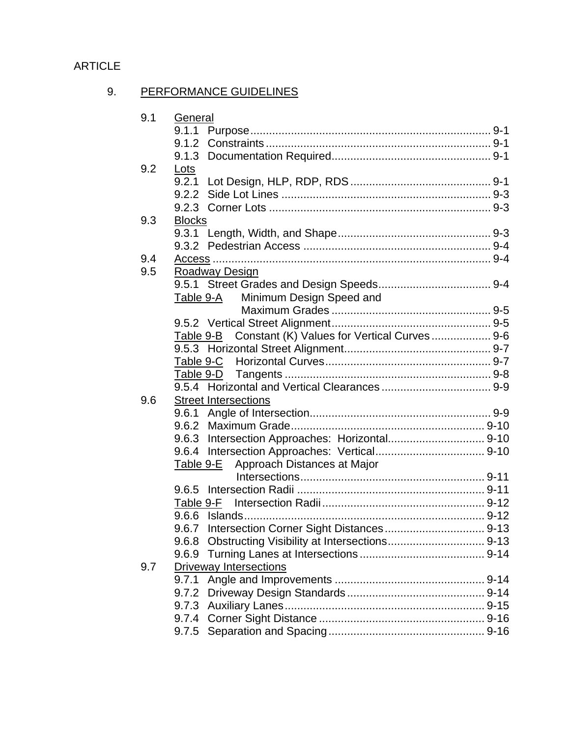ARTICLE

## 9. PERFORMANCE GUIDELINES

- 9.1 General
  - 9.1.1 Purpose ........................................ 9-1
  - 9.1.2 Constraints ........................................ 9-1
  - 9.1.3 Documentation Required ........................................ 9-1
- 9.2 Lots
  - 9.2.1 Lot Design, HLP, RDP, RDS ........................................ 9-1
  - 9.2.2 Side Lot Lines ........................................ 9-3
  - 9.2.3 Corner Lots ........................................ 9-3
- 9.3 Blocks
  - 9.3.1 Length, Width, and Shape ........................................ 9-3
  - 9.3.2 Pedestrian Access ........................................ 9-4
- 9.4 Access ........................................ 9-4
- 9.5 Roadway Design
  - 9.5.1 Street Grades and Design Speeds ........................................ 9-4
  - Table 9-A Minimum Design Speed and Maximum Grades ........................................ 9-5
  - 9.5.2 Vertical Street Alignment ........................................ 9-5
  - Table 9-B Constant (K) Values for Vertical Curves ........................................ 9-6
  - 9.5.3 Horizontal Street Alignment ........................................ 9-7
  - Table 9-C Horizontal Curves ........................................ 9-7
  - Table 9-D Tangents ........................................ 9-8
  - 9.5.4 Horizontal and Vertical Clearances ........................................ 9-9
- 9.6 Street Intersections
  - 9.6.1 Angle of Intersection ........................................ 9-9
  - 9.6.2 Maximum Grade ........................................ 9-10
  - 9.6.3 Intersection Approaches: Horizontal ........................................ 9-10
  - 9.6.4 Intersection Approaches: Vertical ........................................ 9-10
  - Table 9-E Approach Distances at Major Intersections ........................................ 9-11
  - 9.6.5 Intersection Radii ........................................ 9-11
  - Table 9-F Intersection Radii ........................................ 9-12
  - 9.6.6 Islands ........................................ 9-12
  - 9.6.7 Intersection Corner Sight Distances ........................................ 9-13
  - 9.6.8 Obstructing Visibility at Intersections ........................................ 9-13
  - 9.6.9 Turning Lanes at Intersections ........................................ 9-14
- 9.7 Driveway Intersections
  - 9.7.1 Angle and Improvements ........................................ 9-14
  - 9.7.2 Driveway Design Standards ........................................ 9-14
  - 9.7.3 Auxiliary Lanes ........................................ 9-15
  - 9.7.4 Corner Sight Distance ........................................ 9-16
  - 9.7.5 Separation and Spacing ........................................ 9-16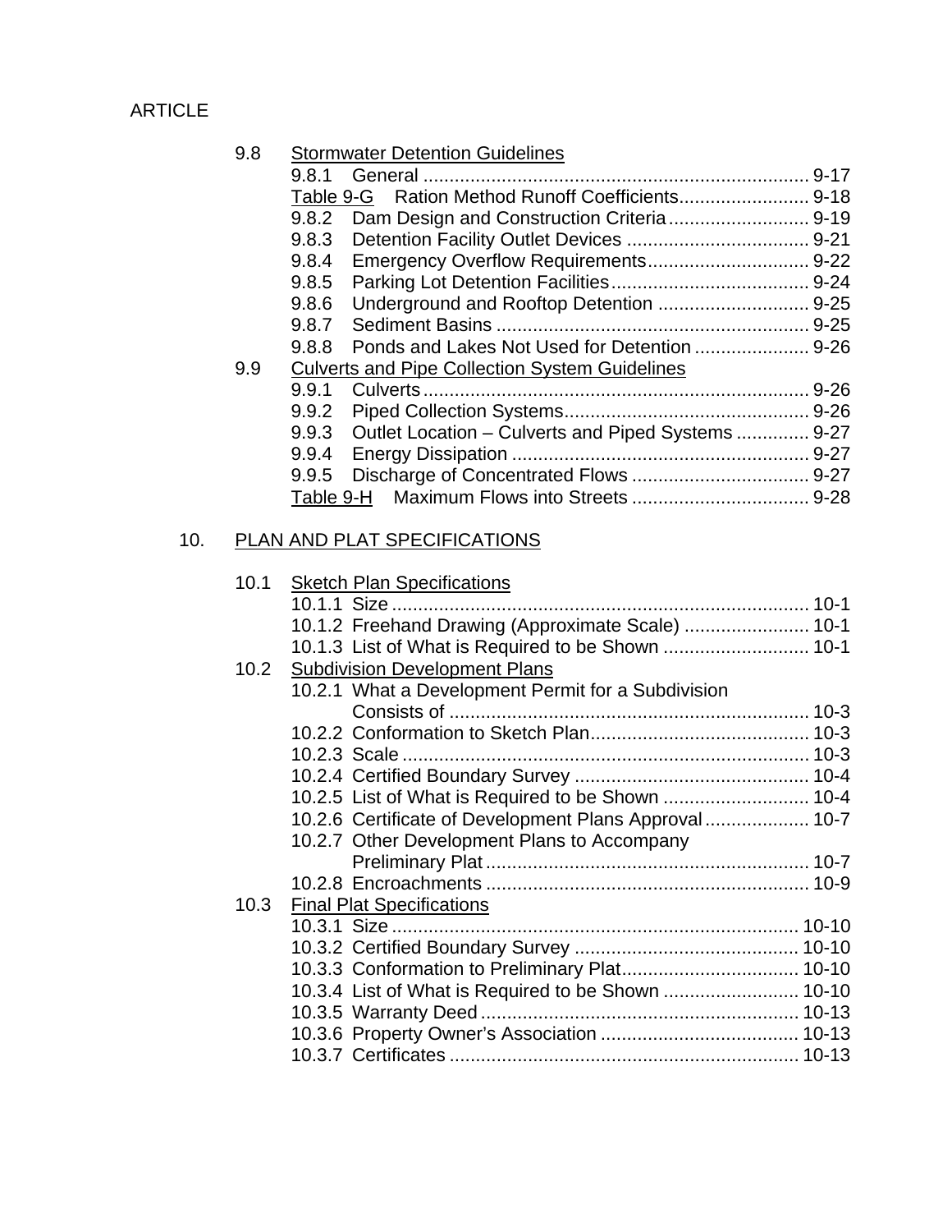ARTICLE

9.8 Stormwater Detention Guidelines

- 9.8.1 General ........................................................................ 9-17
- Table 9-G Ration Method Runoff Coefficients......................... 9-18
- 9.8.2 Dam Design and Construction Criteria........................... 9-19
- 9.8.3 Detention Facility Outlet Devices ................................... 9-21
- 9.8.4 Emergency Overflow Requirements............................... 9-22
- 9.8.5 Parking Lot Detention Facilities...................................... 9-24
- 9.8.6 Underground and Rooftop Detention ............................. 9-25
- 9.8.7 Sediment Basins ........................................................... 9-25
- 9.8.8 Ponds and Lakes Not Used for Detention ...................... 9-26

9.9 Culverts and Pipe Collection System Guidelines

- 9.9.1 Culverts.......................................................................... 9-26
- 9.9.2 Piped Collection Systems............................................... 9-26
- 9.9.3 Outlet Location – Culverts and Piped Systems .............. 9-27
- 9.9.4 Energy Dissipation ......................................................... 9-27
- 9.9.5 Discharge of Concentrated Flows .................................. 9-27
- Table 9-H Maximum Flows into Streets .................................. 9-28

10. PLAN AND PLAT SPECIFICATIONS

10.1 Sketch Plan Specifications

- 10.1.1 Size ............................................................................... 10-1
- 10.1.2 Freehand Drawing (Approximate Scale) ........................ 10-1
- 10.1.3 List of What is Required to be Shown ............................ 10-1

10.2 Subdivision Development Plans

- 10.2.1 What a Development Permit for a Subdivision Consists of .................................................................... 10-3
- 10.2.2 Conformation to Sketch Plan.......................................... 10-3
- 10.2.3 Scale ............................................................................. 10-3
- 10.2.4 Certified Boundary Survey ............................................. 10-4
- 10.2.5 List of What is Required to be Shown ............................ 10-4
- 10.2.6 Certificate of Development Plans Approval.................... 10-7
- 10.2.7 Other Development Plans to Accompany Preliminary Plat............................................................. 10-7
- 10.2.8 Encroachments ............................................................. 10-9

10.3 Final Plat Specifications

- 10.3.1 Size ............................................................................. 10-10
- 10.3.2 Certified Boundary Survey ........................................... 10-10
- 10.3.3 Conformation to Preliminary Plat.................................. 10-10
- 10.3.4 List of What is Required to be Shown .......................... 10-10
- 10.3.5 Warranty Deed ............................................................ 10-13
- 10.3.6 Property Owner's Association ...................................... 10-13
- 10.3.7 Certificates .................................................................. 10-13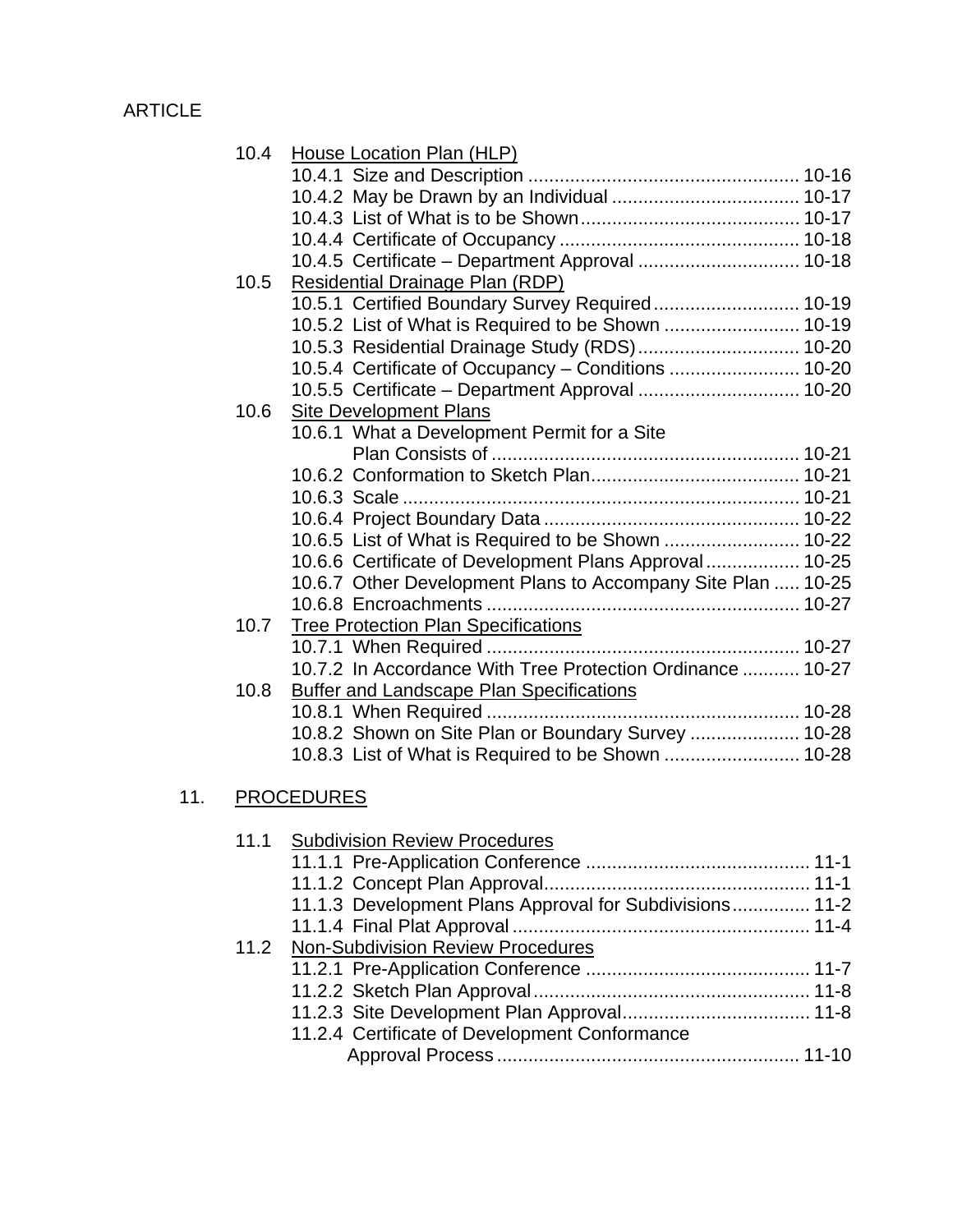ARTICLE

10.4 House Location Plan (HLP)
- 10.4.1 Size and Description .................................................... 10-16
- 10.4.2 May be Drawn by an Individual .................................... 10-17
- 10.4.3 List of What is to be Shown.......................................... 10-17
- 10.4.4 Certificate of Occupancy .............................................. 10-18
- 10.4.5 Certificate – Department Approval ............................... 10-18

10.5 Residential Drainage Plan (RDP)
- 10.5.1 Certified Boundary Survey Required............................ 10-19
- 10.5.2 List of What is Required to be Shown .......................... 10-19
- 10.5.3 Residential Drainage Study (RDS)............................... 10-20
- 10.5.4 Certificate of Occupancy – Conditions ......................... 10-20
- 10.5.5 Certificate – Department Approval ............................... 10-20

10.6 Site Development Plans
- 10.6.1 What a Development Permit for a Site Plan Consists of ........................................................... 10-21
- 10.6.2 Conformation to Sketch Plan........................................ 10-21
- 10.6.3 Scale ............................................................................ 10-21
- 10.6.4 Project Boundary Data ................................................. 10-22
- 10.6.5 List of What is Required to be Shown .......................... 10-22
- 10.6.6 Certificate of Development Plans Approval.................. 10-25
- 10.6.7 Other Development Plans to Accompany Site Plan ..... 10-25
- 10.6.8 Encroachments ............................................................ 10-27

10.7 Tree Protection Plan Specifications
- 10.7.1 When Required ............................................................ 10-27
- 10.7.2 In Accordance With Tree Protection Ordinance ........... 10-27

10.8 Buffer and Landscape Plan Specifications
- 10.8.1 When Required ............................................................ 10-28
- 10.8.2 Shown on Site Plan or Boundary Survey ..................... 10-28
- 10.8.3 List of What is Required to be Shown .......................... 10-28

11. PROCEDURES

11.1 Subdivision Review Procedures
- 11.1.1 Pre-Application Conference ........................................... 11-1
- 11.1.2 Concept Plan Approval.................................................. 11-1
- 11.1.3 Development Plans Approval for Subdivisions............... 11-2
- 11.1.4 Final Plat Approval ......................................................... 11-4

11.2 Non-Subdivision Review Procedures
- 11.2.1 Pre-Application Conference ........................................... 11-7
- 11.2.2 Sketch Plan Approval..................................................... 11-8
- 11.2.3 Site Development Plan Approval.................................... 11-8
- 11.2.4 Certificate of Development Conformance Approval Process .......................................................... 11-10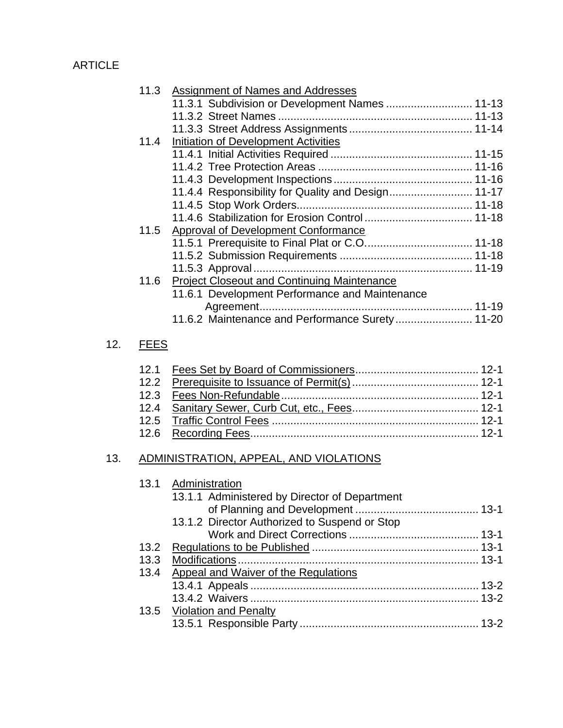ARTICLE

- 11.3 Assignment of Names and Addresses
  - 11.3.1 Subdivision or Development Names ............................ 11-13
  - 11.3.2 Street Names .............................................................. 11-13
  - 11.3.3 Street Address Assignments ........................................ 11-14
- 11.4 Initiation of Development Activities
  - 11.4.1 Initial Activities Required ............................................. 11-15
  - 11.4.2 Tree Protection Areas .................................................. 11-16
  - 11.4.3 Development Inspections ............................................. 11-16
  - 11.4.4 Responsibility for Quality and Design ........................... 11-17
  - 11.4.5 Stop Work Orders ......................................................... 11-18
  - 11.4.6 Stabilization for Erosion Control ................................... 11-18
- 11.5 Approval of Development Conformance
  - 11.5.1 Prerequisite to Final Plat or C.O. .................................. 11-18
  - 11.5.2 Submission Requirements ........................................... 11-18
  - 11.5.3 Approval ....................................................................... 11-19
- 11.6 Project Closeout and Continuing Maintenance
  - 11.6.1 Development Performance and Maintenance Agreement .................................................................... 11-19
  - 11.6.2 Maintenance and Performance Surety ......................... 11-20

12. FEES

- 12.1 Fees Set by Board of Commissioners ........................................ 12-1
- 12.2 Prerequisite to Issuance of Permit(s) ......................................... 12-1
- 12.3 Fees Non-Refundable ................................................................ 12-1
- 12.4 Sanitary Sewer, Curb Cut, etc., Fees ......................................... 12-1
- 12.5 Traffic Control Fees ................................................................... 12-1
- 12.6 Recording Fees .......................................................................... 12-1

13. ADMINISTRATION, APPEAL, AND VIOLATIONS

- 13.1 Administration
  - 13.1.1 Administered by Director of Department of Planning and Development ........................................ 13-1
  - 13.1.2 Director Authorized to Suspend or Stop Work and Direct Corrections .......................................... 13-1
- 13.2 Regulations to be Published ...................................................... 13-1
- 13.3 Modifications .............................................................................. 13-1
- 13.4 Appeal and Waiver of the Regulations
  - 13.4.1 Appeals ......................................................................... 13-2
  - 13.4.2 Waivers ......................................................................... 13-2
- 13.5 Violation and Penalty
  - 13.5.1 Responsible Party .......................................................... 13-2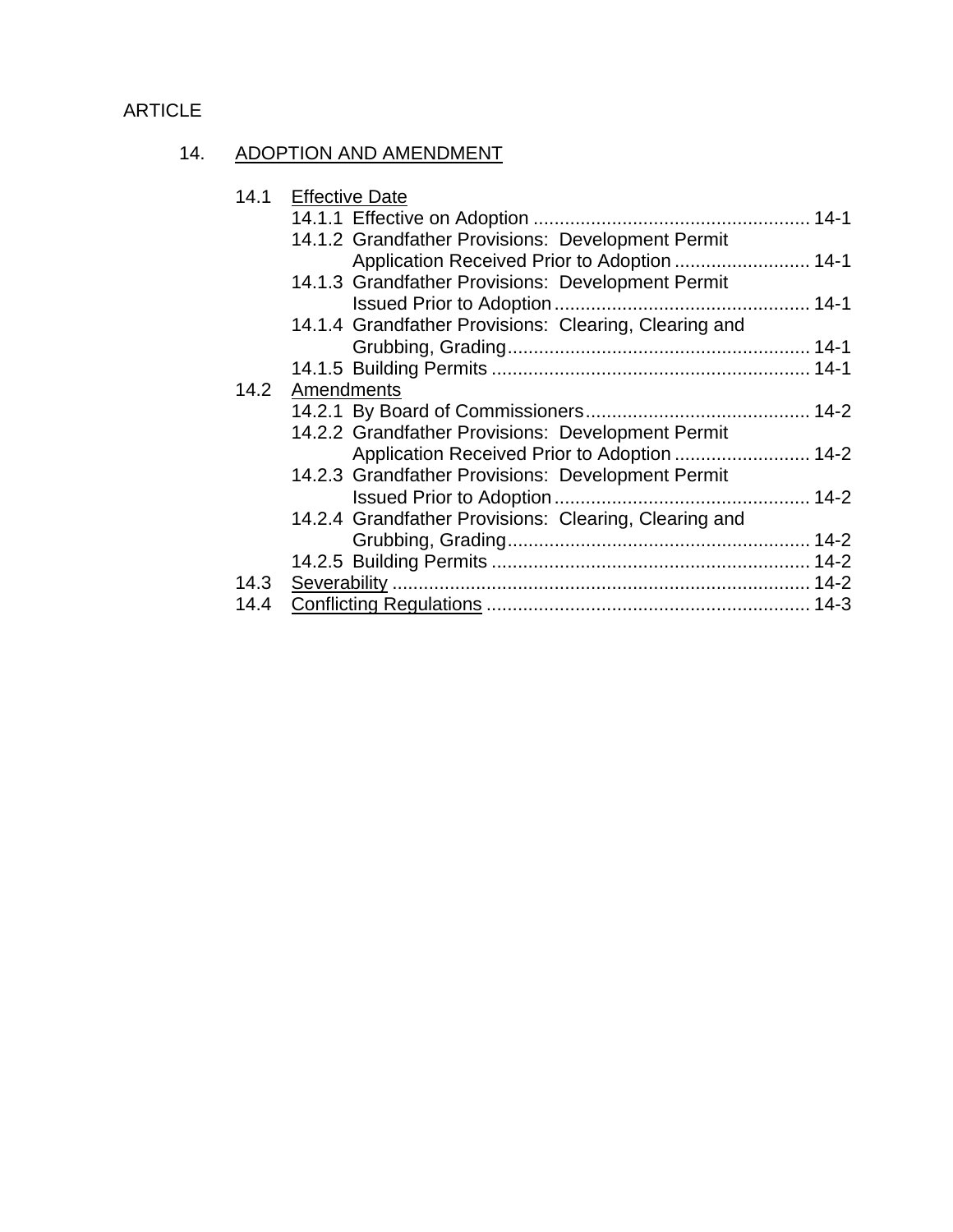ARTICLE

14. ADOPTION AND AMENDMENT

- 14.1 Effective Date
  - 14.1.1 Effective on Adoption .................................................... 14-1
  - 14.1.2 Grandfather Provisions: Development Permit Application Received Prior to Adoption .......................... 14-1
  - 14.1.3 Grandfather Provisions: Development Permit Issued Prior to Adoption ................................................ 14-1
  - 14.1.4 Grandfather Provisions: Clearing, Clearing and Grubbing, Grading ......................................................... 14-1
  - 14.1.5 Building Permits ............................................................ 14-1
- 14.2 Amendments
  - 14.2.1 By Board of Commissioners .......................................... 14-2
  - 14.2.2 Grandfather Provisions: Development Permit Application Received Prior to Adoption .......................... 14-2
  - 14.2.3 Grandfather Provisions: Development Permit Issued Prior to Adoption ................................................ 14-2
  - 14.2.4 Grandfather Provisions: Clearing, Clearing and Grubbing, Grading ......................................................... 14-2
  - 14.2.5 Building Permits ............................................................ 14-2
- 14.3 Severability ............................................................................... 14-2
- 14.4 Conflicting Regulations ............................................................. 14-3